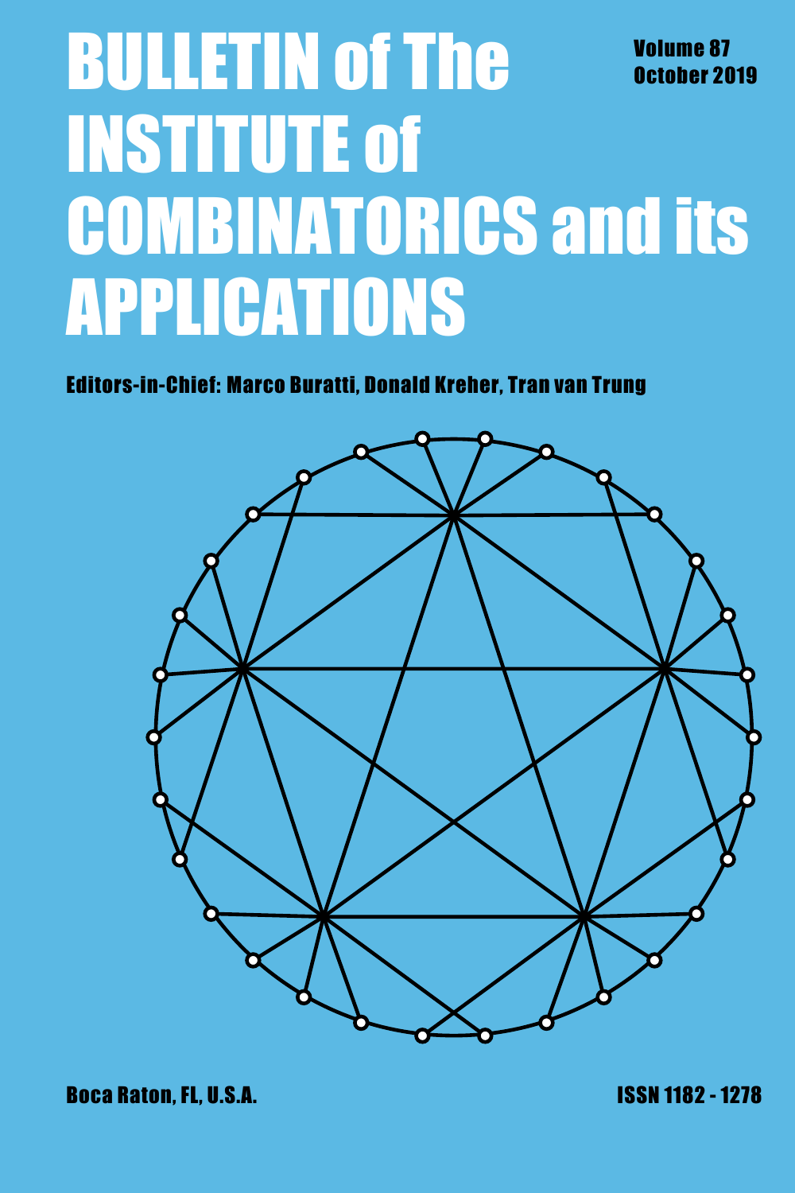# BULLETIN of The INSTITUTE of COMBINATORICS and its APPLICATIONS

**Volume 87**
**October 2019**

**Editors-in-Chief: Marco Buratti, Donald Kreher, Tran van Trung**

**Boca Raton, FL, U.S.A.**

**ISSN 1182 - 1278**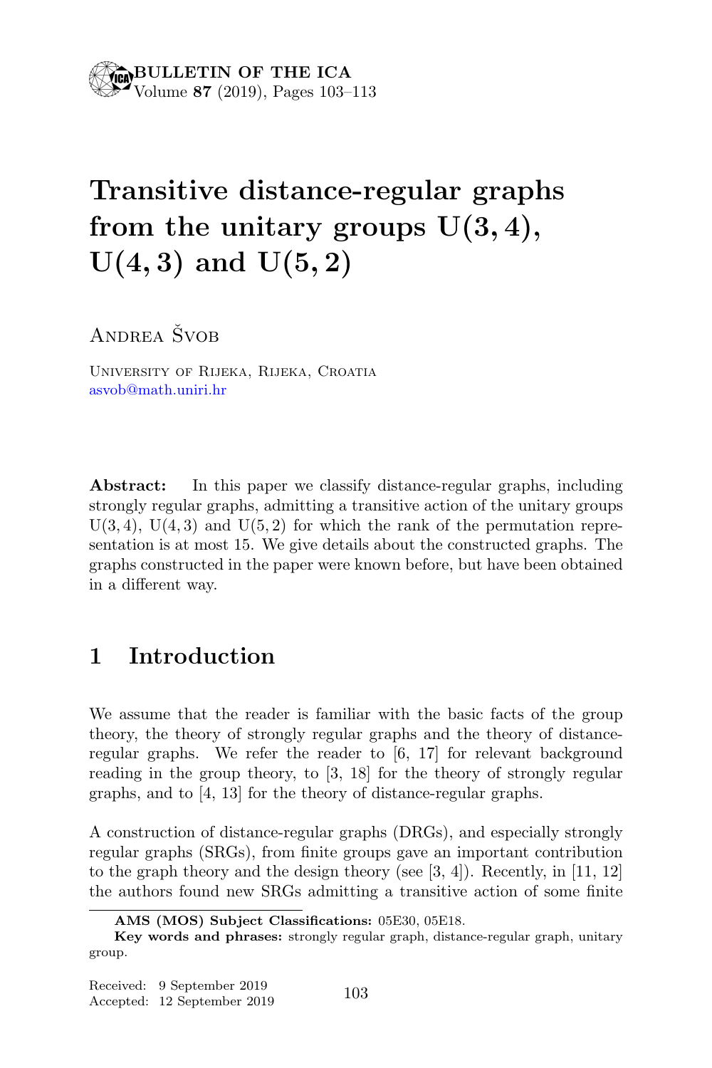**BULLETIN OF THE ICA**
Volume **87** (2019), Pages 103–113

# Transitive distance-regular graphs from the unitary groups U(3, 4), U(4, 3) and U(5, 2)

Andrea Švob

University of Rijeka, Rijeka, Croatia
asvob@math.uniri.hr

**Abstract:** In this paper we classify distance-regular graphs, including strongly regular graphs, admitting a transitive action of the unitary groups U(3, 4), U(4, 3) and U(5, 2) for which the rank of the permutation representation is at most 15. We give details about the constructed graphs. The graphs constructed in the paper were known before, but have been obtained in a different way.

## 1 Introduction

We assume that the reader is familiar with the basic facts of the group theory, the theory of strongly regular graphs and the theory of distance-regular graphs. We refer the reader to [6, 17] for relevant background reading in the group theory, to [3, 18] for the theory of strongly regular graphs, and to [4, 13] for the theory of distance-regular graphs.

A construction of distance-regular graphs (DRGs), and especially strongly regular graphs (SRGs), from finite groups gave an important contribution to the graph theory and the design theory (see [3, 4]). Recently, in [11, 12] the authors found new SRGs admitting a transitive action of some finite

---

**AMS (MOS) Subject Classifications:** 05E30, 05E18.

**Key words and phrases:** strongly regular graph, distance-regular graph, unitary group.

Received: 9 September 2019
Accepted: 12 September 2019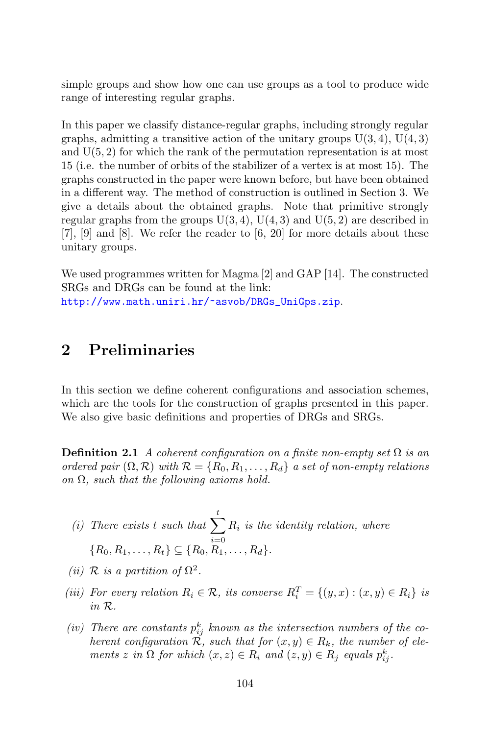simple groups and show how one can use groups as a tool to produce wide range of interesting regular graphs.

In this paper we classify distance-regular graphs, including strongly regular graphs, admitting a transitive action of the unitary groups $\mathrm{U}(3,4)$, $\mathrm{U}(4,3)$ and $\mathrm{U}(5,2)$ for which the rank of the permutation representation is at most 15 (i.e. the number of orbits of the stabilizer of a vertex is at most 15). The graphs constructed in the paper were known before, but have been obtained in a different way. The method of construction is outlined in Section 3. We give a details about the obtained graphs. Note that primitive strongly regular graphs from the groups $\mathrm{U}(3,4)$, $\mathrm{U}(4,3)$ and $\mathrm{U}(5,2)$ are described in [7], [9] and [8]. We refer the reader to [6, 20] for more details about these unitary groups.

We used programmes written for Magma [2] and GAP [14]. The constructed SRGs and DRGs can be found at the link:
http://www.math.uniri.hr/~asvob/DRGs_UniGps.zip.

## 2 Preliminaries

In this section we define coherent configurations and association schemes, which are the tools for the construction of graphs presented in this paper. We also give basic definitions and properties of DRGs and SRGs.

**Definition 2.1** *A coherent configuration on a finite non-empty set $\Omega$ is an ordered pair $(\Omega, \mathcal{R})$ with $\mathcal{R} = \{R_0, R_1, \ldots, R_d\}$ a set of non-empty relations on $\Omega$, such that the following axioms hold.*

*(i) There exists $t$ such that $\sum_{i=0}^{t} R_i$ is the identity relation, where $\{R_0, R_1, \ldots, R_t\} \subseteq \{R_0, R_1, \ldots, R_d\}$.*

*(ii) $\mathcal{R}$ is a partition of $\Omega^2$.*

*(iii) For every relation $R_i \in \mathcal{R}$, its converse $R_i^T = \{(y,x) : (x,y) \in R_i\}$ is in $\mathcal{R}$.*

*(iv) There are constants $p_{ij}^k$ known as the intersection numbers of the coherent configuration $\mathcal{R}$, such that for $(x,y) \in R_k$, the number of elements $z$ in $\Omega$ for which $(x,z) \in R_i$ and $(z,y) \in R_j$ equals $p_{ij}^k$.*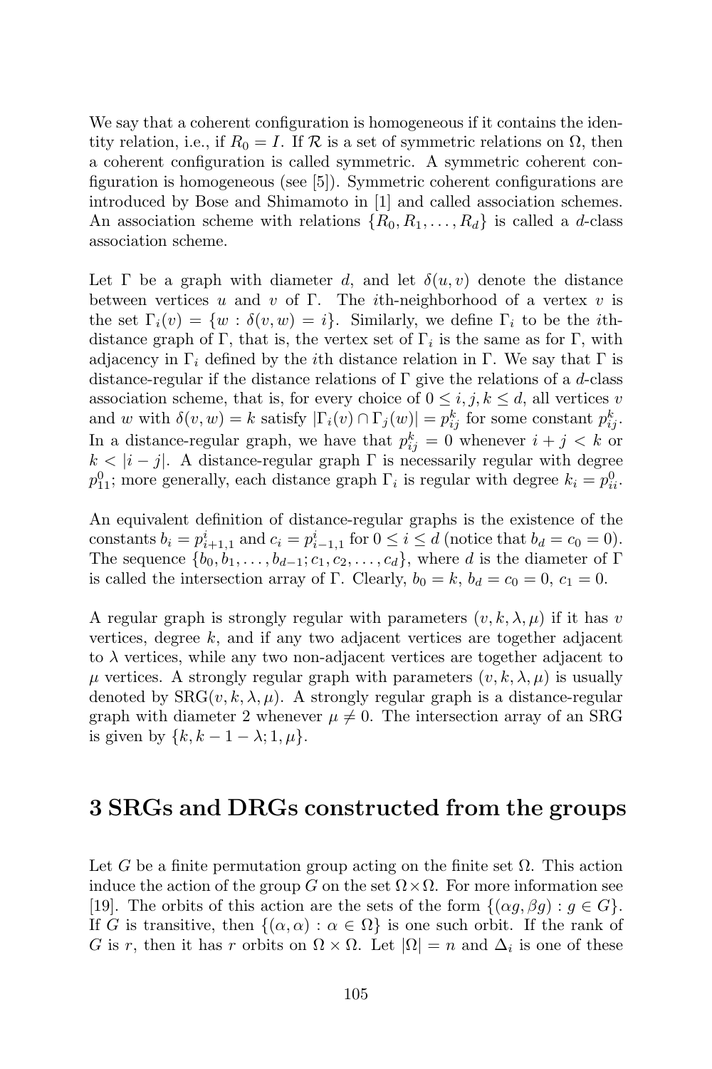We say that a coherent configuration is homogeneous if it contains the identity relation, i.e., if $R_0 = I$. If $\mathcal{R}$ is a set of symmetric relations on $\Omega$, then a coherent configuration is called symmetric. A symmetric coherent configuration is homogeneous (see [5]). Symmetric coherent configurations are introduced by Bose and Shimamoto in [1] and called association schemes. An association scheme with relations $\{R_0, R_1, \ldots, R_d\}$ is called a $d$-class association scheme.

Let $\Gamma$ be a graph with diameter $d$, and let $\delta(u, v)$ denote the distance between vertices $u$ and $v$ of $\Gamma$. The $i$th-neighborhood of a vertex $v$ is the set $\Gamma_i(v) = \{w : \delta(v, w) = i\}$. Similarly, we define $\Gamma_i$ to be the $i$th-distance graph of $\Gamma$, that is, the vertex set of $\Gamma_i$ is the same as for $\Gamma$, with adjacency in $\Gamma_i$ defined by the $i$th distance relation in $\Gamma$. We say that $\Gamma$ is distance-regular if the distance relations of $\Gamma$ give the relations of a $d$-class association scheme, that is, for every choice of $0 \leq i, j, k \leq d$, all vertices $v$ and $w$ with $\delta(v, w) = k$ satisfy $|\Gamma_i(v) \cap \Gamma_j(w)| = p^k_{ij}$ for some constant $p^k_{ij}$. In a distance-regular graph, we have that $p^k_{ij} = 0$ whenever $i + j < k$ or $k < |i - j|$. A distance-regular graph $\Gamma$ is necessarily regular with degree $p^0_{11}$; more generally, each distance graph $\Gamma_i$ is regular with degree $k_i = p^0_{ii}$.

An equivalent definition of distance-regular graphs is the existence of the constants $b_i = p^i_{i+1,1}$ and $c_i = p^i_{i-1,1}$ for $0 \leq i \leq d$ (notice that $b_d = c_0 = 0$). The sequence $\{b_0, b_1, \ldots, b_{d-1}; c_1, c_2, \ldots, c_d\}$, where $d$ is the diameter of $\Gamma$ is called the intersection array of $\Gamma$. Clearly, $b_0 = k$, $b_d = c_0 = 0$, $c_1 = 0$.

A regular graph is strongly regular with parameters $(v, k, \lambda, \mu)$ if it has $v$ vertices, degree $k$, and if any two adjacent vertices are together adjacent to $\lambda$ vertices, while any two non-adjacent vertices are together adjacent to $\mu$ vertices. A strongly regular graph with parameters $(v, k, \lambda, \mu)$ is usually denoted by $\mathrm{SRG}(v, k, \lambda, \mu)$. A strongly regular graph is a distance-regular graph with diameter 2 whenever $\mu \neq 0$. The intersection array of an SRG is given by $\{k, k - 1 - \lambda; 1, \mu\}$.

# 3 SRGs and DRGs constructed from the groups

Let $G$ be a finite permutation group acting on the finite set $\Omega$. This action induce the action of the group $G$ on the set $\Omega \times \Omega$. For more information see [19]. The orbits of this action are the sets of the form $\{(\alpha g, \beta g) : g \in G\}$. If $G$ is transitive, then $\{(\alpha, \alpha) : \alpha \in \Omega\}$ is one such orbit. If the rank of $G$ is $r$, then it has $r$ orbits on $\Omega \times \Omega$. Let $|\Omega| = n$ and $\Delta_i$ is one of these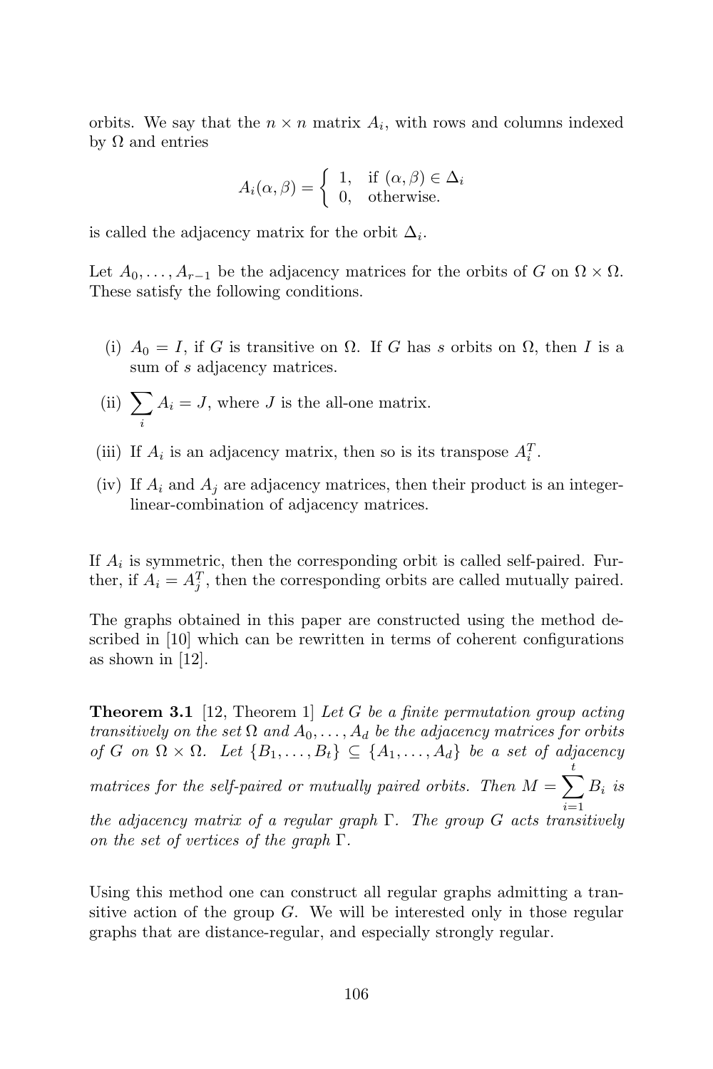orbits. We say that the $n \times n$ matrix $A_i$, with rows and columns indexed by $\Omega$ and entries

$$A_i(\alpha, \beta) = \begin{cases} 1, & \text{if } (\alpha, \beta) \in \Delta_i \\ 0, & \text{otherwise.} \end{cases}$$

is called the adjacency matrix for the orbit $\Delta_i$.

Let $A_0, \ldots, A_{r-1}$ be the adjacency matrices for the orbits of $G$ on $\Omega \times \Omega$. These satisfy the following conditions.

(i) $A_0 = I$, if $G$ is transitive on $\Omega$. If $G$ has $s$ orbits on $\Omega$, then $I$ is a sum of $s$ adjacency matrices.

(ii) $\sum_i A_i = J$, where $J$ is the all-one matrix.

(iii) If $A_i$ is an adjacency matrix, then so is its transpose $A_i^T$.

(iv) If $A_i$ and $A_j$ are adjacency matrices, then their product is an integer-linear-combination of adjacency matrices.

If $A_i$ is symmetric, then the corresponding orbit is called self-paired. Further, if $A_i = A_j^T$, then the corresponding orbits are called mutually paired.

The graphs obtained in this paper are constructed using the method described in [10] which can be rewritten in terms of coherent configurations as shown in [12].

**Theorem 3.1** [12, Theorem 1] *Let $G$ be a finite permutation group acting transitively on the set $\Omega$ and $A_0, \ldots, A_d$ be the adjacency matrices for orbits of $G$ on $\Omega \times \Omega$. Let $\{B_1, \ldots, B_t\} \subseteq \{A_1, \ldots, A_d\}$ be a set of adjacency matrices for the self-paired or mutually paired orbits. Then $M = \sum_{i=1}^{t} B_i$ is the adjacency matrix of a regular graph $\Gamma$. The group $G$ acts transitively on the set of vertices of the graph $\Gamma$.*

Using this method one can construct all regular graphs admitting a transitive action of the group $G$. We will be interested only in those regular graphs that are distance-regular, and especially strongly regular.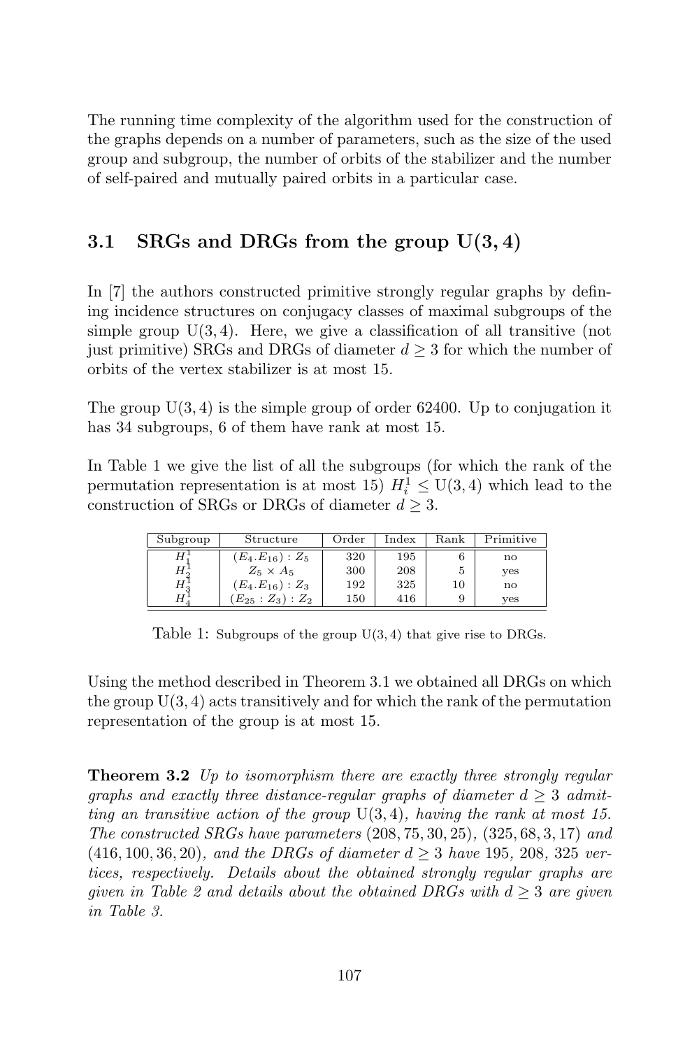The running time complexity of the algorithm used for the construction of the graphs depends on a number of parameters, such as the size of the used group and subgroup, the number of orbits of the stabilizer and the number of self-paired and mutually paired orbits in a particular case.

## 3.1 SRGs and DRGs from the group U(3, 4)

In [7] the authors constructed primitive strongly regular graphs by defining incidence structures on conjugacy classes of maximal subgroups of the simple group $\mathrm{U}(3,4)$. Here, we give a classification of all transitive (not just primitive) SRGs and DRGs of diameter $d \geq 3$ for which the number of orbits of the vertex stabilizer is at most 15.

The group $\mathrm{U}(3,4)$ is the simple group of order 62400. Up to conjugation it has 34 subgroups, 6 of them have rank at most 15.

In Table 1 we give the list of all the subgroups (for which the rank of the permutation representation is at most 15) $H_i^1 \leq \mathrm{U}(3,4)$ which lead to the construction of SRGs or DRGs of diameter $d \geq 3$.

| Subgroup | Structure | Order | Index | Rank | Primitive |
|---|---|---|---|---|---|
| $H_1^1$ | $(E_4.E_{16}):Z_5$ | 320 | 195 | 6 | no |
| $H_2^1$ | $Z_5 \times A_5$ | 300 | 208 | 5 | yes |
| $H_3^1$ | $(E_4.E_{16}):Z_3$ | 192 | 325 | 10 | no |
| $H_4^1$ | $(E_{25}:Z_3):Z_2$ | 150 | 416 | 9 | yes |

Table 1: Subgroups of the group $\mathrm{U}(3,4)$ that give rise to DRGs.

Using the method described in Theorem 3.1 we obtained all DRGs on which the group $\mathrm{U}(3,4)$ acts transitively and for which the rank of the permutation representation of the group is at most 15.

**Theorem 3.2** *Up to isomorphism there are exactly three strongly regular graphs and exactly three distance-regular graphs of diameter $d \geq 3$ admitting an transitive action of the group $\mathrm{U}(3,4)$, having the rank at most 15. The constructed SRGs have parameters $(208, 75, 30, 25)$, $(325, 68, 3, 17)$ and $(416, 100, 36, 20)$, and the DRGs of diameter $d \geq 3$ have 195, 208, 325 vertices, respectively. Details about the obtained strongly regular graphs are given in Table 2 and details about the obtained DRGs with $d \geq 3$ are given in Table 3.*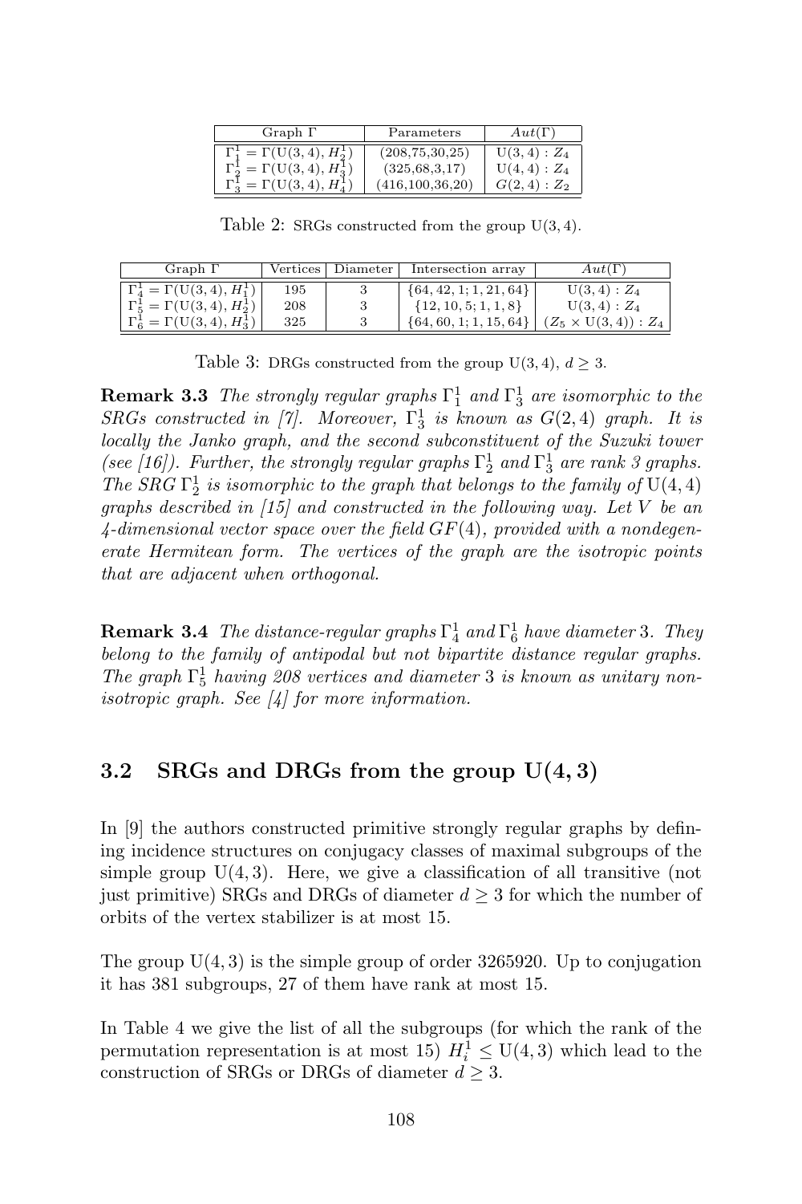| Graph $\Gamma$ | Parameters | $Aut(\Gamma)$ |
|---|---|---|
| $\Gamma_1^1 = \Gamma(\mathrm{U}(3,4), H_2^1)$ | (208,75,30,25) | $\mathrm{U}(3,4):Z_4$ |
| $\Gamma_2^1 = \Gamma(\mathrm{U}(3,4), H_3^1)$ | (325,68,3,17) | $\mathrm{U}(4,4):Z_4$ |
| $\Gamma_3^1 = \Gamma(\mathrm{U}(3,4), H_4^1)$ | (416,100,36,20) | $G(2,4):Z_2$ |

Table 2: SRGs constructed from the group $\mathrm{U}(3,4)$.

| Graph $\Gamma$ | Vertices | Diameter | Intersection array | $Aut(\Gamma)$ |
|---|---|---|---|---|
| $\Gamma_4^1 = \Gamma(\mathrm{U}(3,4), H_1^1)$ | 195 | 3 | $\{64, 42, 1; 1, 21, 64\}$ | $\mathrm{U}(3,4):Z_4$ |
| $\Gamma_5^1 = \Gamma(\mathrm{U}(3,4), H_2^1)$ | 208 | 3 | $\{12, 10, 5; 1, 1, 8\}$ | $\mathrm{U}(3,4):Z_4$ |
| $\Gamma_6^1 = \Gamma(\mathrm{U}(3,4), H_3^1)$ | 325 | 3 | $\{64, 60, 1; 1, 15, 64\}$ | $(Z_5 \times \mathrm{U}(3,4)):Z_4$ |

Table 3: DRGs constructed from the group $\mathrm{U}(3,4)$, $d \geq 3$.

**Remark 3.3** *The strongly regular graphs $\Gamma_1^1$ and $\Gamma_3^1$ are isomorphic to the SRGs constructed in [7]. Moreover, $\Gamma_3^1$ is known as $G(2,4)$ graph. It is locally the Janko graph, and the second subconstituent of the Suzuki tower (see [16]). Further, the strongly regular graphs $\Gamma_2^1$ and $\Gamma_3^1$ are rank 3 graphs. The SRG $\Gamma_2^1$ is isomorphic to the graph that belongs to the family of $\mathrm{U}(4,4)$ graphs described in [15] and constructed in the following way. Let $V$ be an 4-dimensional vector space over the field $GF(4)$, provided with a nondegenerate Hermitean form. The vertices of the graph are the isotropic points that are adjacent when orthogonal.*

**Remark 3.4** *The distance-regular graphs $\Gamma_4^1$ and $\Gamma_6^1$ have diameter 3. They belong to the family of antipodal but not bipartite distance regular graphs. The graph $\Gamma_5^1$ having 208 vertices and diameter 3 is known as unitary nonisotropic graph. See [4] for more information.*

## 3.2 SRGs and DRGs from the group $\mathrm{U}(4,3)$

In [9] the authors constructed primitive strongly regular graphs by defining incidence structures on conjugacy classes of maximal subgroups of the simple group $\mathrm{U}(4,3)$. Here, we give a classification of all transitive (not just primitive) SRGs and DRGs of diameter $d \geq 3$ for which the number of orbits of the vertex stabilizer is at most 15.

The group $\mathrm{U}(4,3)$ is the simple group of order 3265920. Up to conjugation it has 381 subgroups, 27 of them have rank at most 15.

In Table 4 we give the list of all the subgroups (for which the rank of the permutation representation is at most 15) $H_i^1 \leq \mathrm{U}(4,3)$ which lead to the construction of SRGs or DRGs of diameter $d \geq 3$.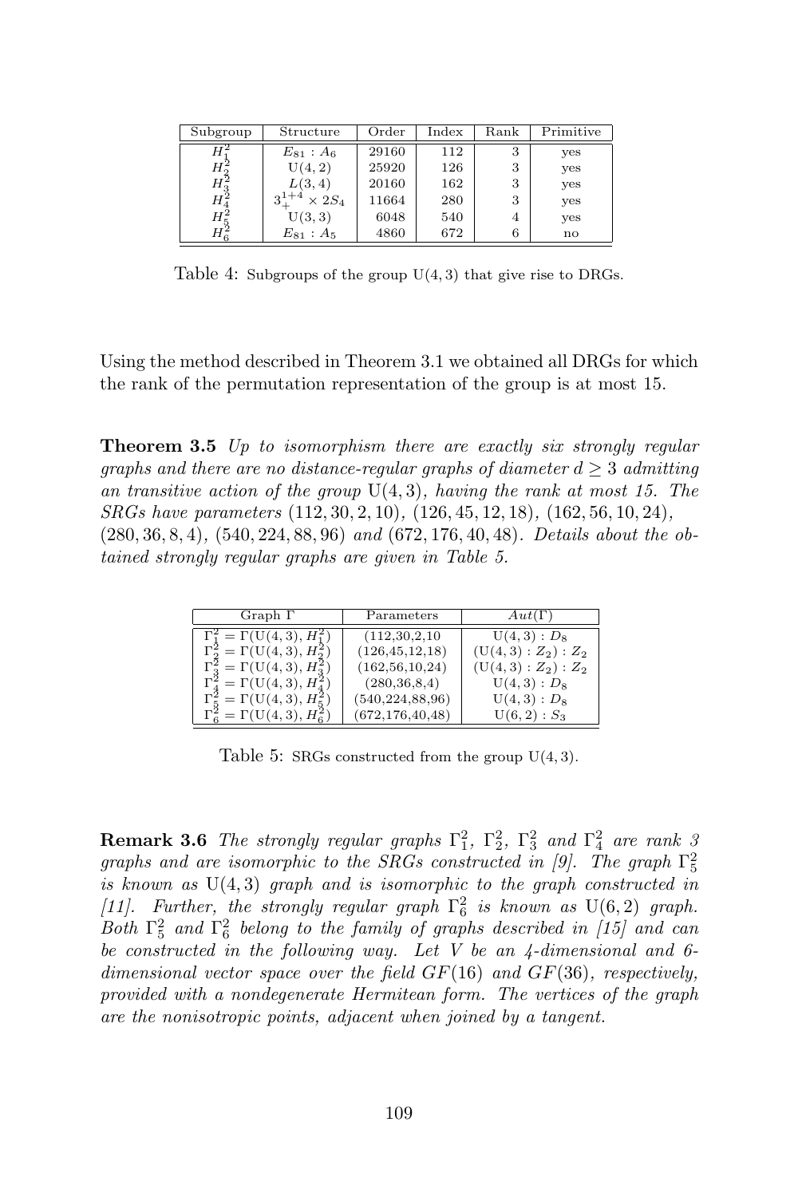| Subgroup | Structure | Order | Index | Rank | Primitive |
|---|---|---|---|---|---|
| $H_1^2$ | $E_{81} : A_6$ | 29160 | 112 | 3 | yes |
| $H_2^2$ | $\mathrm{U}(4,2)$ | 25920 | 126 | 3 | yes |
| $H_3^2$ | $L(3,4)$ | 20160 | 162 | 3 | yes |
| $H_4^2$ | $3_+^{1+4} \times 2S_4$ | 11664 | 280 | 3 | yes |
| $H_5^2$ | $\mathrm{U}(3,3)$ | 6048 | 540 | 4 | yes |
| $H_6^2$ | $E_{81} : A_5$ | 4860 | 672 | 6 | no |

Table 4: Subgroups of the group $\mathrm{U}(4,3)$ that give rise to DRGs.

Using the method described in Theorem 3.1 we obtained all DRGs for which the rank of the permutation representation of the group is at most 15.

**Theorem 3.5** *Up to isomorphism there are exactly six strongly regular graphs and there are no distance-regular graphs of diameter $d \geq 3$ admitting an transitive action of the group $\mathrm{U}(4,3)$, having the rank at most 15. The SRGs have parameters $(112, 30, 2, 10)$, $(126, 45, 12, 18)$, $(162, 56, 10, 24)$, $(280, 36, 8, 4)$, $(540, 224, 88, 96)$ and $(672, 176, 40, 48)$. Details about the obtained strongly regular graphs are given in Table 5.*

| Graph $\Gamma$ | Parameters | $Aut(\Gamma)$ |
|---|---|---|
| $\Gamma_1^2 = \Gamma(\mathrm{U}(4,3), H_1^2)$ | (112,30,2,10) | $\mathrm{U}(4,3) : D_8$ |
| $\Gamma_2^2 = \Gamma(\mathrm{U}(4,3), H_2^2)$ | (126,45,12,18) | $(\mathrm{U}(4,3) : Z_2) : Z_2$ |
| $\Gamma_3^2 = \Gamma(\mathrm{U}(4,3), H_3^2)$ | (162,56,10,24) | $(\mathrm{U}(4,3) : Z_2) : Z_2$ |
| $\Gamma_4^2 = \Gamma(\mathrm{U}(4,3), H_4^2)$ | (280,36,8,4) | $\mathrm{U}(4,3) : D_8$ |
| $\Gamma_5^2 = \Gamma(\mathrm{U}(4,3), H_5^2)$ | (540,224,88,96) | $\mathrm{U}(4,3) : D_8$ |
| $\Gamma_6^2 = \Gamma(\mathrm{U}(4,3), H_6^2)$ | (672,176,40,48) | $\mathrm{U}(6,2) : S_3$ |

Table 5: SRGs constructed from the group $\mathrm{U}(4,3)$.

**Remark 3.6** *The strongly regular graphs $\Gamma_1^2$, $\Gamma_2^2$, $\Gamma_3^2$ and $\Gamma_4^2$ are rank 3 graphs and are isomorphic to the SRGs constructed in [9]. The graph $\Gamma_5^2$ is known as $\mathrm{U}(4,3)$ graph and is isomorphic to the graph constructed in [11]. Further, the strongly regular graph $\Gamma_6^2$ is known as $\mathrm{U}(6,2)$ graph. Both $\Gamma_5^2$ and $\Gamma_6^2$ belong to the family of graphs described in [15] and can be constructed in the following way. Let $V$ be an 4-dimensional and 6-dimensional vector space over the field $GF(16)$ and $GF(36)$, respectively, provided with a nondegenerate Hermitean form. The vertices of the graph are the nonisotropic points, adjacent when joined by a tangent.*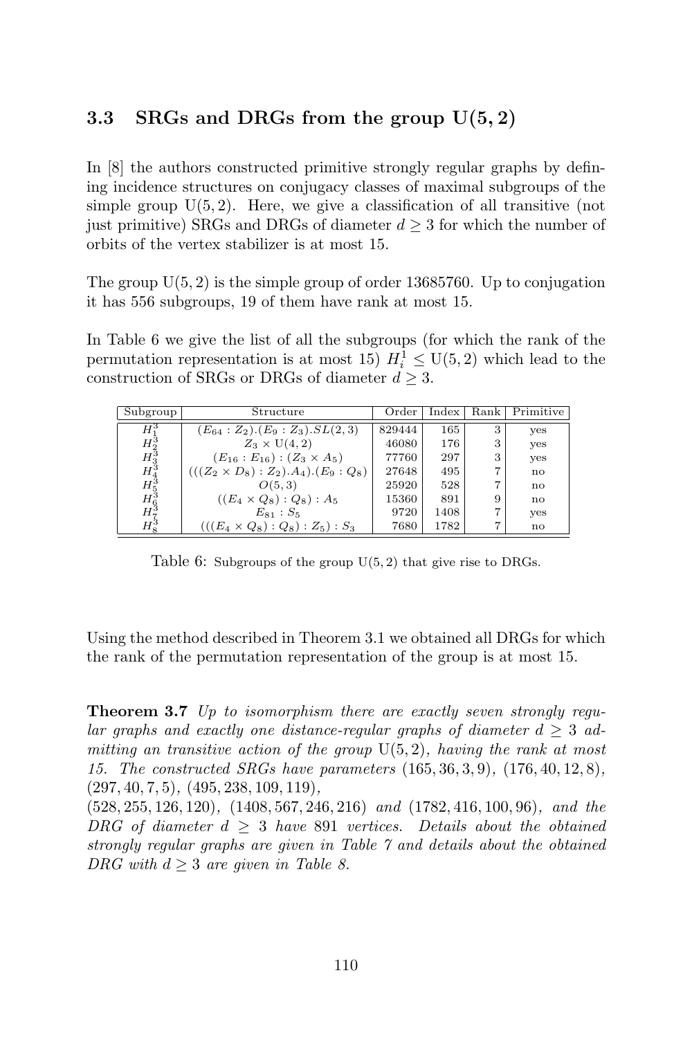## 3.3 SRGs and DRGs from the group $\mathrm{U}(5,2)$

In [8] the authors constructed primitive strongly regular graphs by defining incidence structures on conjugacy classes of maximal subgroups of the simple group $\mathrm{U}(5,2)$. Here, we give a classification of all transitive (not just primitive) SRGs and DRGs of diameter $d \geq 3$ for which the number of orbits of the vertex stabilizer is at most 15.

The group $\mathrm{U}(5,2)$ is the simple group of order 13685760. Up to conjugation it has 556 subgroups, 19 of them have rank at most 15.

In Table 6 we give the list of all the subgroups (for which the rank of the permutation representation is at most 15) $H_i^1 \leq \mathrm{U}(5,2)$ which lead to the construction of SRGs or DRGs of diameter $d \geq 3$.

| Subgroup | Structure | Order | Index | Rank | Primitive |
|---|---|---|---|---|---|
| $H_1^3$ | $(E_{64}:Z_2).(E_9:Z_3).SL(2,3)$ | 829444 | 165 | 3 | yes |
| $H_2^3$ | $Z_3 \times \mathrm{U}(4,2)$ | 46080 | 176 | 3 | yes |
| $H_3^3$ | $(E_{16}:E_{16}):(Z_3 \times A_5)$ | 77760 | 297 | 3 | yes |
| $H_4^3$ | $(((Z_2 \times D_8):Z_2).A_4).(E_9:Q_8)$ | 27648 | 495 | 7 | no |
| $H_5^3$ | $O(5,3)$ | 25920 | 528 | 7 | no |
| $H_6^3$ | $((E_4 \times Q_8):Q_8):A_5$ | 15360 | 891 | 9 | no |
| $H_7^3$ | $E_{81}:S_5$ | 9720 | 1408 | 7 | yes |
| $H_8^3$ | $(((E_4 \times Q_8):Q_8):Z_5):S_3$ | 7680 | 1782 | 7 | no |

Table 6: Subgroups of the group $\mathrm{U}(5,2)$ that give rise to DRGs.

Using the method described in Theorem 3.1 we obtained all DRGs for which the rank of the permutation representation of the group is at most 15.

**Theorem 3.7** *Up to isomorphism there are exactly seven strongly regular graphs and exactly one distance-regular graphs of diameter $d \geq 3$ admitting an transitive action of the group $\mathrm{U}(5,2)$, having the rank at most 15. The constructed SRGs have parameters $(165,36,3,9)$, $(176,40,12,8)$, $(297,40,7,5)$, $(495,238,109,119)$, $(528,255,126,120)$, $(1408,567,246,216)$ and $(1782,416,100,96)$, and the DRG of diameter $d \geq 3$ have 891 vertices. Details about the obtained strongly regular graphs are given in Table 7 and details about the obtained DRG with $d \geq 3$ are given in Table 8.*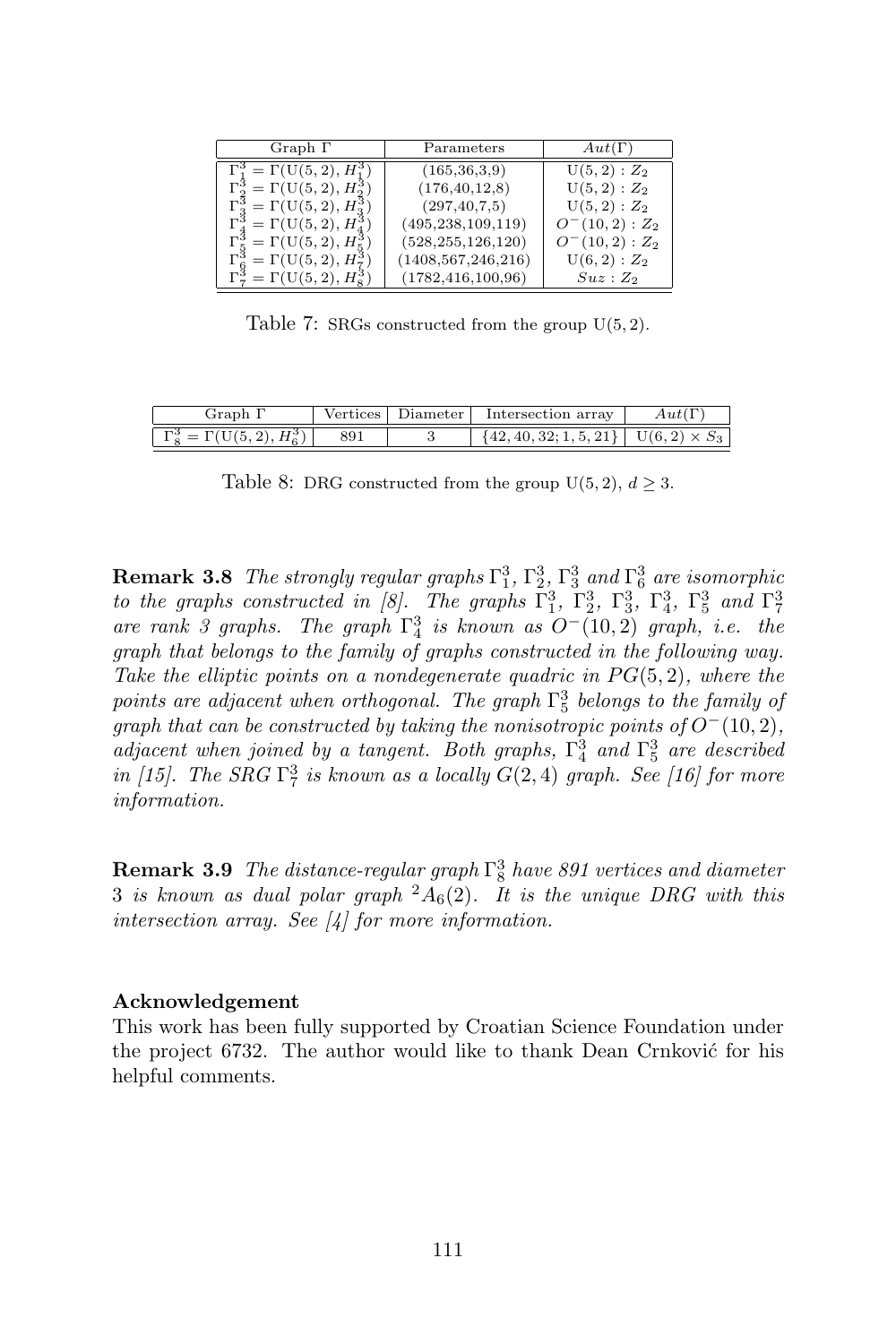| Graph $\Gamma$ | Parameters | $Aut(\Gamma)$ |
|---|---|---|
| $\Gamma_1^3 = \Gamma(\mathrm{U}(5,2), H_1^3)$ | (165,36,3,9) | $\mathrm{U}(5,2):Z_2$ |
| $\Gamma_2^3 = \Gamma(\mathrm{U}(5,2), H_2^3)$ | (176,40,12,8) | $\mathrm{U}(5,2):Z_2$ |
| $\Gamma_3^3 = \Gamma(\mathrm{U}(5,2), H_3^3)$ | (297,40,7,5) | $\mathrm{U}(5,2):Z_2$ |
| $\Gamma_4^3 = \Gamma(\mathrm{U}(5,2), H_4^3)$ | (495,238,109,119) | $O^-(10,2):Z_2$ |
| $\Gamma_5^3 = \Gamma(\mathrm{U}(5,2), H_5^3)$ | (528,255,126,120) | $O^-(10,2):Z_2$ |
| $\Gamma_6^3 = \Gamma(\mathrm{U}(5,2), H_7^3)$ | (1408,567,246,216) | $\mathrm{U}(6,2):Z_2$ |
| $\Gamma_7^3 = \Gamma(\mathrm{U}(5,2), H_8^3)$ | (1782,416,100,96) | $Suz:Z_2$ |

Table 7: SRGs constructed from the group $\mathrm{U}(5,2)$.

| Graph $\Gamma$ | Vertices | Diameter | Intersection array | $Aut(\Gamma)$ |
|---|---|---|---|---|
| $\Gamma_8^3 = \Gamma(\mathrm{U}(5,2), H_6^3)$ | 891 | 3 | $\{42,40,32;1,5,21\}$ | $\mathrm{U}(6,2)\times S_3$ |

Table 8: DRG constructed from the group $\mathrm{U}(5,2)$, $d \geq 3$.

**Remark 3.8** *The strongly regular graphs $\Gamma_1^3$, $\Gamma_2^3$, $\Gamma_3^3$ and $\Gamma_6^3$ are isomorphic to the graphs constructed in [8]. The graphs $\Gamma_1^3$, $\Gamma_2^3$, $\Gamma_3^3$, $\Gamma_4^3$, $\Gamma_5^3$ and $\Gamma_7^3$ are rank 3 graphs. The graph $\Gamma_4^3$ is known as $O^-(10,2)$ graph, i.e. the graph that belongs to the family of graphs constructed in the following way. Take the elliptic points on a nondegenerate quadric in $PG(5,2)$, where the points are adjacent when orthogonal. The graph $\Gamma_5^3$ belongs to the family of graph that can be constructed by taking the nonisotropic points of $O^-(10,2)$, adjacent when joined by a tangent. Both graphs, $\Gamma_4^3$ and $\Gamma_5^3$ are described in [15]. The SRG $\Gamma_7^3$ is known as a locally $G(2,4)$ graph. See [16] for more information.*

**Remark 3.9** *The distance-regular graph $\Gamma_8^3$ have 891 vertices and diameter* 3 *is known as dual polar graph ${}^2A_6(2)$. It is the unique DRG with this intersection array. See [4] for more information.*

**Acknowledgement**

This work has been fully supported by Croatian Science Foundation under the project 6732. The author would like to thank Dean Crnković for his helpful comments.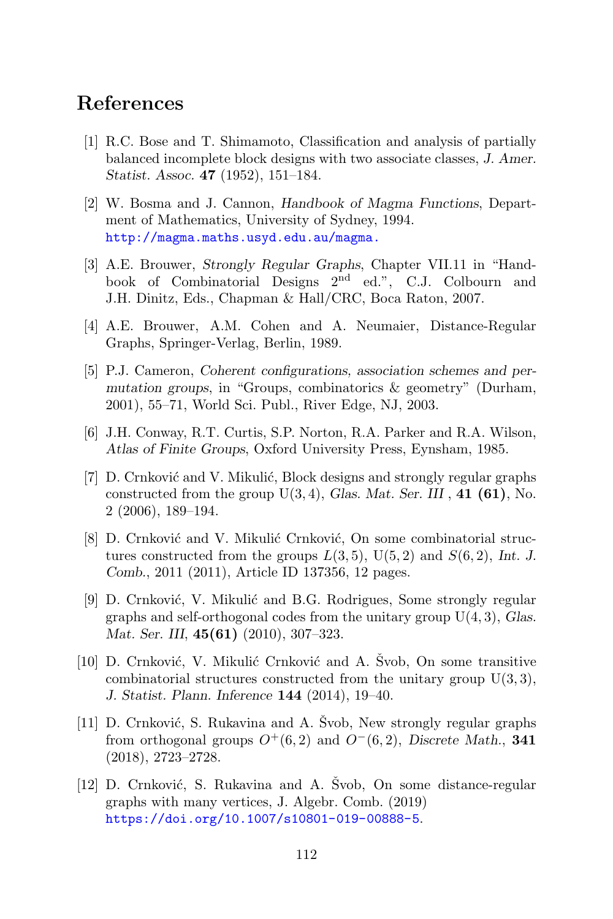## References

[1] R.C. Bose and T. Shimamoto, Classification and analysis of partially balanced incomplete block designs with two associate classes, *J. Amer. Statist. Assoc.* **47** (1952), 151–184.

[2] W. Bosma and J. Cannon, *Handbook of Magma Functions*, Department of Mathematics, University of Sydney, 1994. http://magma.maths.usyd.edu.au/magma.

[3] A.E. Brouwer, *Strongly Regular Graphs*, Chapter VII.11 in "Handbook of Combinatorial Designs 2nd ed.", C.J. Colbourn and J.H. Dinitz, Eds., Chapman & Hall/CRC, Boca Raton, 2007.

[4] A.E. Brouwer, A.M. Cohen and A. Neumaier, Distance-Regular Graphs, Springer-Verlag, Berlin, 1989.

[5] P.J. Cameron, *Coherent configurations, association schemes and permutation groups*, in "Groups, combinatorics & geometry" (Durham, 2001), 55–71, World Sci. Publ., River Edge, NJ, 2003.

[6] J.H. Conway, R.T. Curtis, S.P. Norton, R.A. Parker and R.A. Wilson, *Atlas of Finite Groups*, Oxford University Press, Eynsham, 1985.

[7] D. Crnković and V. Mikulić, Block designs and strongly regular graphs constructed from the group $\mathrm{U}(3,4)$, *Glas. Mat. Ser. III* , **41 (61)**, No. 2 (2006), 189–194.

[8] D. Crnković and V. Mikulić Crnković, On some combinatorial structures constructed from the groups $L(3,5)$, $\mathrm{U}(5,2)$ and $S(6,2)$, *Int. J. Comb.*, 2011 (2011), Article ID 137356, 12 pages.

[9] D. Crnković, V. Mikulić and B.G. Rodrigues, Some strongly regular graphs and self-orthogonal codes from the unitary group $\mathrm{U}(4,3)$, *Glas. Mat. Ser. III*, **45(61)** (2010), 307–323.

[10] D. Crnković, V. Mikulić Crnković and A. Švob, On some transitive combinatorial structures constructed from the unitary group $\mathrm{U}(3,3)$, *J. Statist. Plann. Inference* **144** (2014), 19–40.

[11] D. Crnković, S. Rukavina and A. Švob, New strongly regular graphs from orthogonal groups $O^+(6,2)$ and $O^-(6,2)$, *Discrete Math.*, **341** (2018), 2723–2728.

[12] D. Crnković, S. Rukavina and A. Švob, On some distance-regular graphs with many vertices, J. Algebr. Comb. (2019) https://doi.org/10.1007/s10801-019-00888-5.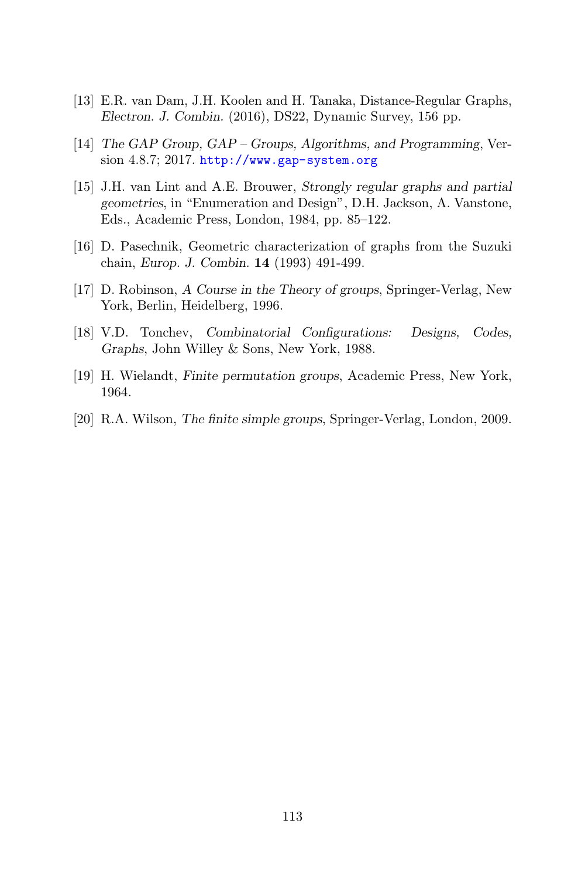[13] E.R. van Dam, J.H. Koolen and H. Tanaka, Distance-Regular Graphs, *Electron. J. Combin.* (2016), DS22, Dynamic Survey, 156 pp.

[14] *The GAP Group, GAP – Groups, Algorithms, and Programming*, Version 4.8.7; 2017. http://www.gap-system.org

[15] J.H. van Lint and A.E. Brouwer, *Strongly regular graphs and partial geometries*, in "Enumeration and Design", D.H. Jackson, A. Vanstone, Eds., Academic Press, London, 1984, pp. 85–122.

[16] D. Pasechnik, Geometric characterization of graphs from the Suzuki chain, *Europ. J. Combin.* **14** (1993) 491-499.

[17] D. Robinson, *A Course in the Theory of groups*, Springer-Verlag, New York, Berlin, Heidelberg, 1996.

[18] V.D. Tonchev, *Combinatorial Configurations: Designs, Codes, Graphs*, John Willey & Sons, New York, 1988.

[19] H. Wielandt, *Finite permutation groups*, Academic Press, New York, 1964.

[20] R.A. Wilson, *The finite simple groups*, Springer-Verlag, London, 2009.